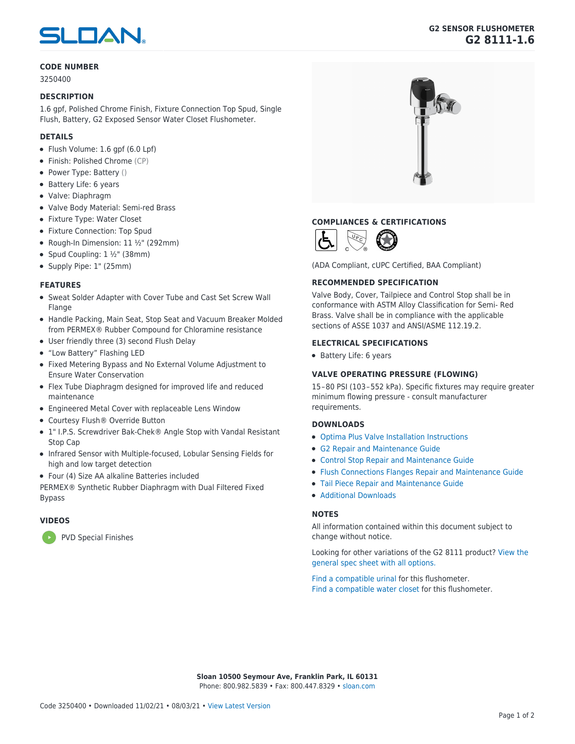# G2 SENSOR FLUSHOMETER
## G2 8111-1.6

### CODE NUMBER

3250400

### DESCRIPTION

1.6 gpf, Polished Chrome Finish, Fixture Connection Top Spud, Single Flush, Battery, G2 Exposed Sensor Water Closet Flushometer.

### DETAILS

- Flush Volume: 1.6 gpf (6.0 Lpf)
- Finish: Polished Chrome (CP)
- Power Type: Battery ()
- Battery Life: 6 years
- Valve: Diaphragm
- Valve Body Material: Semi-red Brass
- Fixture Type: Water Closet
- Fixture Connection: Top Spud
- Rough-In Dimension: 11 ½" (292mm)
- Spud Coupling: 1 ½" (38mm)
- Supply Pipe: 1" (25mm)

### FEATURES

- Sweat Solder Adapter with Cover Tube and Cast Set Screw Wall Flange
- Handle Packing, Main Seat, Stop Seat and Vacuum Breaker Molded from PERMEX® Rubber Compound for Chloramine resistance
- User friendly three (3) second Flush Delay
- "Low Battery" Flashing LED
- Fixed Metering Bypass and No External Volume Adjustment to Ensure Water Conservation
- Flex Tube Diaphragm designed for improved life and reduced maintenance
- Engineered Metal Cover with replaceable Lens Window
- Courtesy Flush® Override Button
- 1" I.P.S. Screwdriver Bak-Chek® Angle Stop with Vandal Resistant Stop Cap
- Infrared Sensor with Multiple-focused, Lobular Sensing Fields for high and low target detection
- Four (4) Size AA alkaline Batteries included

PERMEX® Synthetic Rubber Diaphragm with Dual Filtered Fixed Bypass

### VIDEOS

- PVD Special Finishes

### COMPLIANCES & CERTIFICATIONS

(ADA Compliant, cUPC Certified, BAA Compliant)

### RECOMMENDED SPECIFICATION

Valve Body, Cover, Tailpiece and Control Stop shall be in conformance with ASTM Alloy Classification for Semi- Red Brass. Valve shall be in compliance with the applicable sections of ASSE 1037 and ANSI/ASME 112.19.2.

### ELECTRICAL SPECIFICATIONS

- Battery Life: 6 years

### VALVE OPERATING PRESSURE (FLOWING)

15–80 PSI (103–552 kPa). Specific fixtures may require greater minimum flowing pressure - consult manufacturer requirements.

### DOWNLOADS

- Optima Plus Valve Installation Instructions
- G2 Repair and Maintenance Guide
- Control Stop Repair and Maintenance Guide
- Flush Connections Flanges Repair and Maintenance Guide
- Tail Piece Repair and Maintenance Guide
- Additional Downloads

### NOTES

All information contained within this document subject to change without notice.

Looking for other variations of the G2 8111 product? View the general spec sheet with all options.

Find a compatible urinal for this flushometer.
Find a compatible water closet for this flushometer.

**Sloan 10500 Seymour Ave, Franklin Park, IL 60131**
Phone: 800.982.5839 • Fax: 800.447.8329 • sloan.com

Code 3250400 • Downloaded 11/02/21 • 08/03/21 • View Latest Version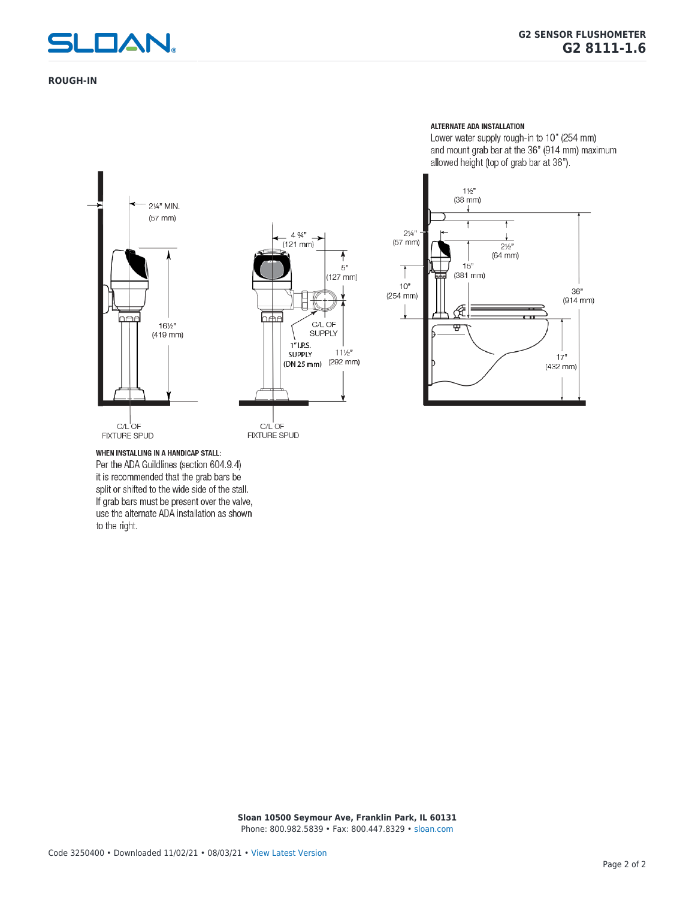**ROUGH-IN**

2¼" MIN.
(57 mm)

16½"
(419 mm)

C/L OF
FIXTURE SPUD

4 ¾"
(121 mm)

5"
(127 mm)

C/L OF
SUPPLY

1" I.P.S.
SUPPLY
(DN 25 mm)

11½"
(292 mm)

C/L OF
FIXTURE SPUD

**ALTERNATE ADA INSTALLATION**

Lower water supply rough-in to 10" (254 mm) and mount grab bar at the 36" (914 mm) maximum allowed height (top of grab bar at 36").

1½"
(38 mm)

2¼"
(57 mm)

2½"
(64 mm)

15"
(381 mm)

10"
(254 mm)

36"
(914 mm)

17"
(432 mm)

**WHEN INSTALLING IN A HANDICAP STALL:**

Per the ADA Guildlines (section 604.9.4) it is recommended that the grab bars be split or shifted to the wide side of the stall. If grab bars must be present over the valve, use the alternate ADA installation as shown to the right.

**Sloan 10500 Seymour Ave, Franklin Park, IL 60131**
Phone: 800.982.5839 • Fax: 800.447.8329 • sloan.com

Code 3250400 • Downloaded 11/02/21 • 08/03/21 • View Latest Version